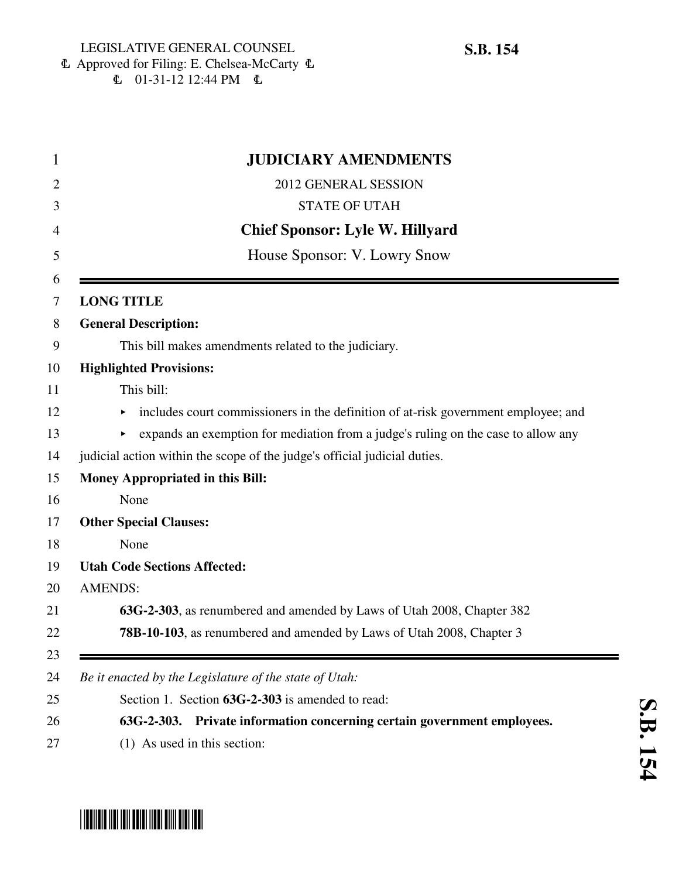LEGISLATIVE GENERAL COUNSEL
Approved for Filing: E. Chelsea-McCarty
01-31-12 12:44 PM

**S.B. 154**

# JUDICIARY AMENDMENTS

2012 GENERAL SESSION

STATE OF UTAH

**Chief Sponsor: Lyle W. Hillyard**

House Sponsor: V. Lowry Snow

---

**LONG TITLE**

**General Description:**

This bill makes amendments related to the judiciary.

**Highlighted Provisions:**

This bill:

- includes court commissioners in the definition of at-risk government employee; and
- expands an exemption for mediation from a judge's ruling on the case to allow any judicial action within the scope of the judge's official judicial duties.

**Money Appropriated in this Bill:**

None

**Other Special Clauses:**

None

**Utah Code Sections Affected:**

AMENDS:

**63G-2-303**, as renumbered and amended by Laws of Utah 2008, Chapter 382

**78B-10-103**, as renumbered and amended by Laws of Utah 2008, Chapter 3

---

*Be it enacted by the Legislature of the state of Utah:*

Section 1. Section **63G-2-303** is amended to read:

**63G-2-303. Private information concerning certain government employees.**

(1) As used in this section: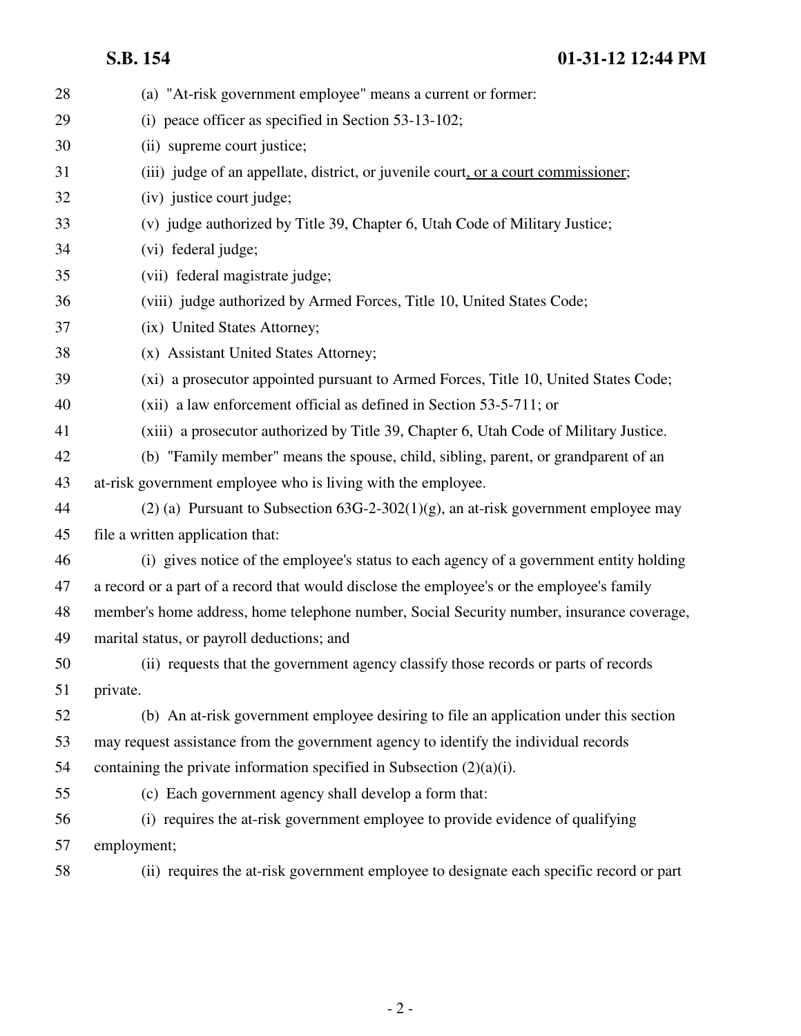(a) "At-risk government employee" means a current or former:

(i) peace officer as specified in Section 53-13-102;

(ii) supreme court justice;

(iii) judge of an appellate, district, or juvenile court, or a court commissioner;

(iv) justice court judge;

(v) judge authorized by Title 39, Chapter 6, Utah Code of Military Justice;

(vi) federal judge;

(vii) federal magistrate judge;

(viii) judge authorized by Armed Forces, Title 10, United States Code;

(ix) United States Attorney;

(x) Assistant United States Attorney;

(xi) a prosecutor appointed pursuant to Armed Forces, Title 10, United States Code;

(xii) a law enforcement official as defined in Section 53-5-711; or

(xiii) a prosecutor authorized by Title 39, Chapter 6, Utah Code of Military Justice.

(b) "Family member" means the spouse, child, sibling, parent, or grandparent of an at-risk government employee who is living with the employee.

(2) (a) Pursuant to Subsection 63G-2-302(1)(g), an at-risk government employee may file a written application that:

(i) gives notice of the employee's status to each agency of a government entity holding a record or a part of a record that would disclose the employee's or the employee's family member's home address, home telephone number, Social Security number, insurance coverage, marital status, or payroll deductions; and

(ii) requests that the government agency classify those records or parts of records private.

(b) An at-risk government employee desiring to file an application under this section may request assistance from the government agency to identify the individual records containing the private information specified in Subsection (2)(a)(i).

(c) Each government agency shall develop a form that:

(i) requires the at-risk government employee to provide evidence of qualifying employment;

(ii) requires the at-risk government employee to designate each specific record or part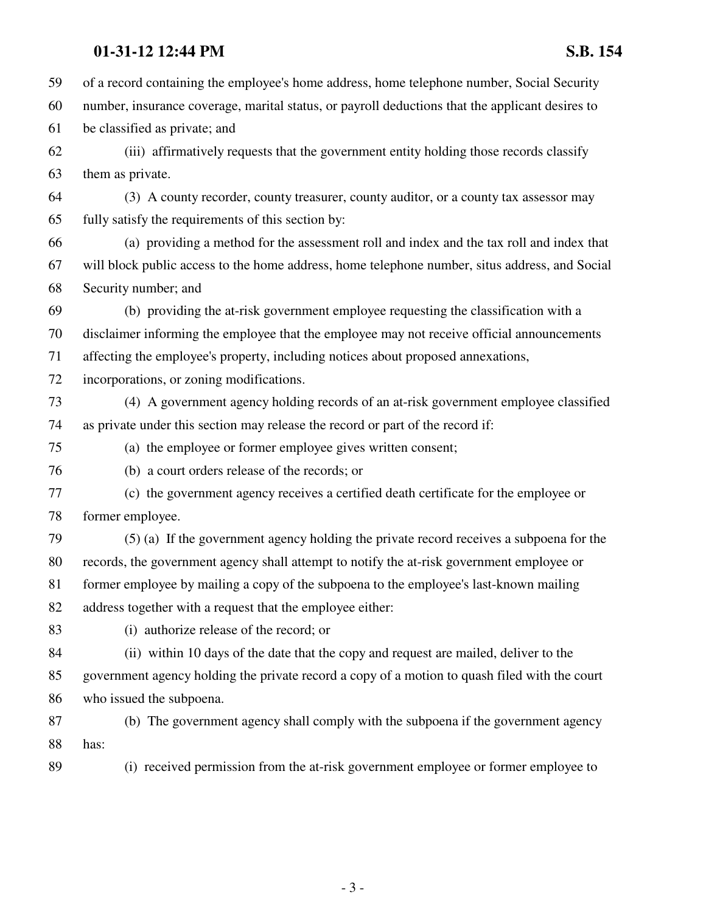of a record containing the employee's home address, home telephone number, Social Security number, insurance coverage, marital status, or payroll deductions that the applicant desires to be classified as private; and

(iii) affirmatively requests that the government entity holding those records classify them as private.

(3) A county recorder, county treasurer, county auditor, or a county tax assessor may fully satisfy the requirements of this section by:

(a) providing a method for the assessment roll and index and the tax roll and index that will block public access to the home address, home telephone number, situs address, and Social Security number; and

(b) providing the at-risk government employee requesting the classification with a disclaimer informing the employee that the employee may not receive official announcements affecting the employee's property, including notices about proposed annexations, incorporations, or zoning modifications.

(4) A government agency holding records of an at-risk government employee classified as private under this section may release the record or part of the record if:

(a) the employee or former employee gives written consent;

(b) a court orders release of the records; or

(c) the government agency receives a certified death certificate for the employee or former employee.

(5) (a) If the government agency holding the private record receives a subpoena for the records, the government agency shall attempt to notify the at-risk government employee or former employee by mailing a copy of the subpoena to the employee's last-known mailing address together with a request that the employee either:

(i) authorize release of the record; or

(ii) within 10 days of the date that the copy and request are mailed, deliver to the government agency holding the private record a copy of a motion to quash filed with the court who issued the subpoena.

(b) The government agency shall comply with the subpoena if the government agency has:

(i) received permission from the at-risk government employee or former employee to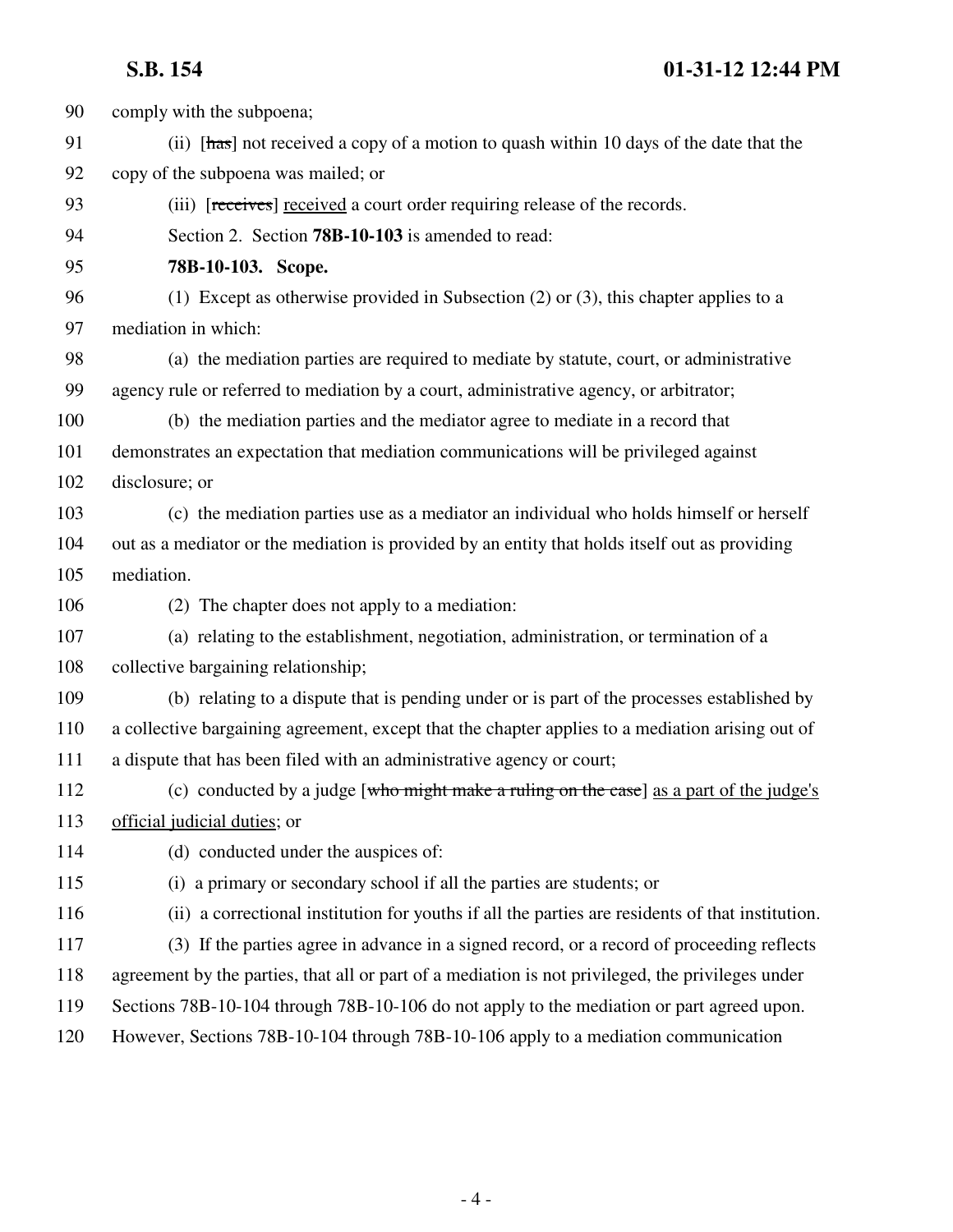comply with the subpoena;

(ii) [~~has~~] not received a copy of a motion to quash within 10 days of the date that the copy of the subpoena was mailed; or

(iii) [~~receives~~] <u>received</u> a court order requiring release of the records.

Section 2. Section **78B-10-103** is amended to read:

**78B-10-103. Scope.**

(1) Except as otherwise provided in Subsection (2) or (3), this chapter applies to a mediation in which:

(a) the mediation parties are required to mediate by statute, court, or administrative agency rule or referred to mediation by a court, administrative agency, or arbitrator;

(b) the mediation parties and the mediator agree to mediate in a record that demonstrates an expectation that mediation communications will be privileged against disclosure; or

(c) the mediation parties use as a mediator an individual who holds himself or herself out as a mediator or the mediation is provided by an entity that holds itself out as providing mediation.

(2) The chapter does not apply to a mediation:

(a) relating to the establishment, negotiation, administration, or termination of a collective bargaining relationship;

(b) relating to a dispute that is pending under or is part of the processes established by a collective bargaining agreement, except that the chapter applies to a mediation arising out of a dispute that has been filed with an administrative agency or court;

(c) conducted by a judge [~~who might make a ruling on the case~~] <u>as a part of the judge's official judicial duties</u>; or

(d) conducted under the auspices of:

(i) a primary or secondary school if all the parties are students; or

(ii) a correctional institution for youths if all the parties are residents of that institution.

(3) If the parties agree in advance in a signed record, or a record of proceeding reflects agreement by the parties, that all or part of a mediation is not privileged, the privileges under Sections 78B-10-104 through 78B-10-106 do not apply to the mediation or part agreed upon. However, Sections 78B-10-104 through 78B-10-106 apply to a mediation communication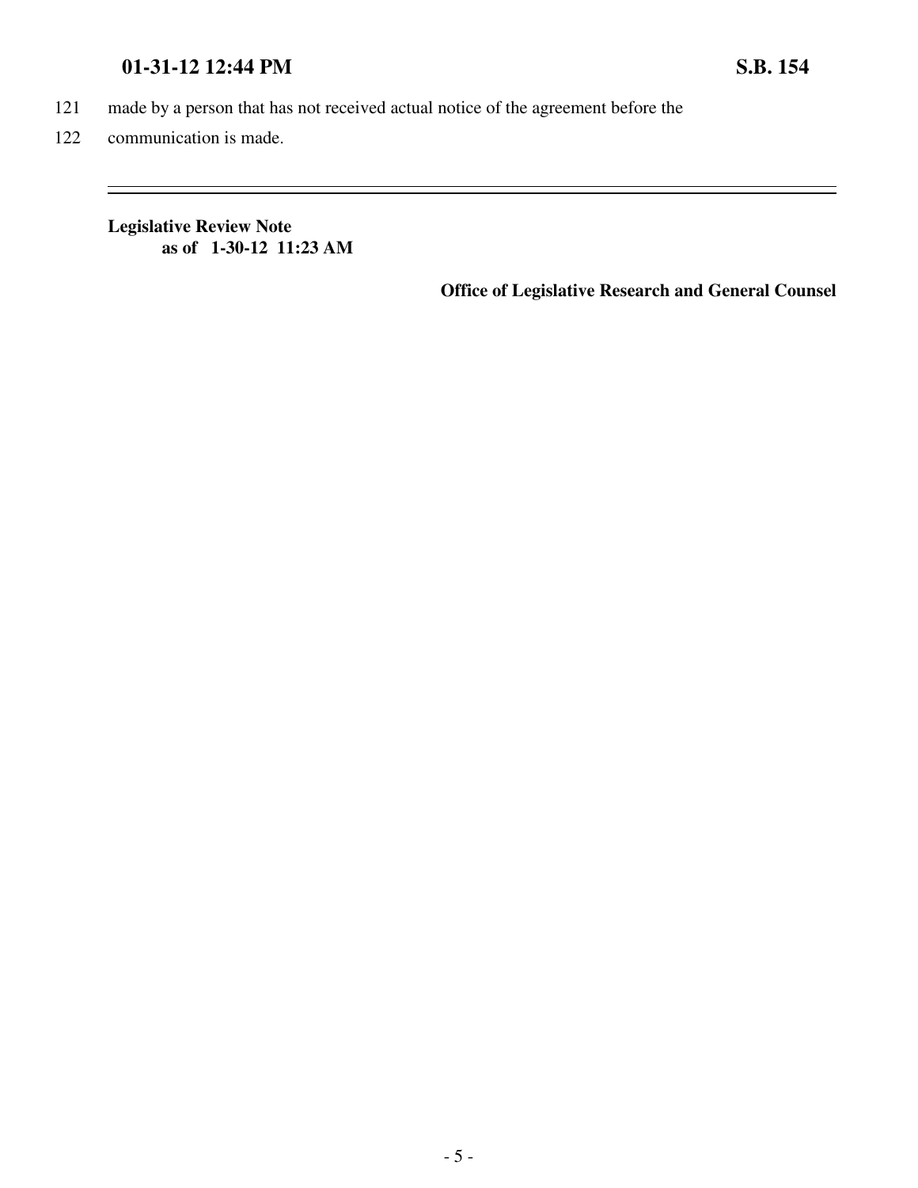121 made by a person that has not received actual notice of the agreement before the

122 communication is made.

---

**Legislative Review Note**
**as of 1-30-12 11:23 AM**

**Office of Legislative Research and General Counsel**